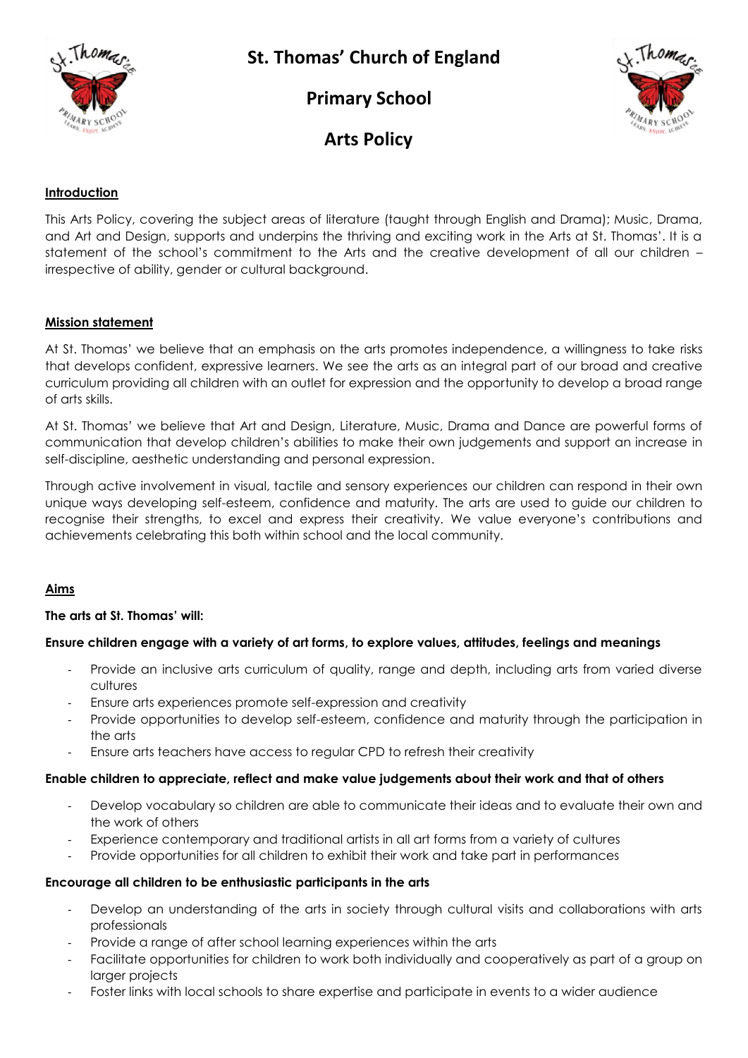# St. Thomas' Church of England

# Primary School

# Arts Policy

**Introduction**

This Arts Policy, covering the subject areas of literature (taught through English and Drama); Music, Drama, and Art and Design, supports and underpins the thriving and exciting work in the Arts at St. Thomas'. It is a statement of the school's commitment to the Arts and the creative development of all our children – irrespective of ability, gender or cultural background.

**Mission statement**

At St. Thomas' we believe that an emphasis on the arts promotes independence, a willingness to take risks that develops confident, expressive learners. We see the arts as an integral part of our broad and creative curriculum providing all children with an outlet for expression and the opportunity to develop a broad range of arts skills.

At St. Thomas' we believe that Art and Design, Literature, Music, Drama and Dance are powerful forms of communication that develop children's abilities to make their own judgements and support an increase in self-discipline, aesthetic understanding and personal expression.

Through active involvement in visual, tactile and sensory experiences our children can respond in their own unique ways developing self-esteem, confidence and maturity. The arts are used to guide our children to recognise their strengths, to excel and express their creativity. We value everyone's contributions and achievements celebrating this both within school and the local community.

**Aims**

**The arts at St. Thomas' will:**

**Ensure children engage with a variety of art forms, to explore values, attitudes, feelings and meanings**

- Provide an inclusive arts curriculum of quality, range and depth, including arts from varied diverse cultures
- Ensure arts experiences promote self-expression and creativity
- Provide opportunities to develop self-esteem, confidence and maturity through the participation in the arts
- Ensure arts teachers have access to regular CPD to refresh their creativity

**Enable children to appreciate, reflect and make value judgements about their work and that of others**

- Develop vocabulary so children are able to communicate their ideas and to evaluate their own and the work of others
- Experience contemporary and traditional artists in all art forms from a variety of cultures
- Provide opportunities for all children to exhibit their work and take part in performances

**Encourage all children to be enthusiastic participants in the arts**

- Develop an understanding of the arts in society through cultural visits and collaborations with arts professionals
- Provide a range of after school learning experiences within the arts
- Facilitate opportunities for children to work both individually and cooperatively as part of a group on larger projects
- Foster links with local schools to share expertise and participate in events to a wider audience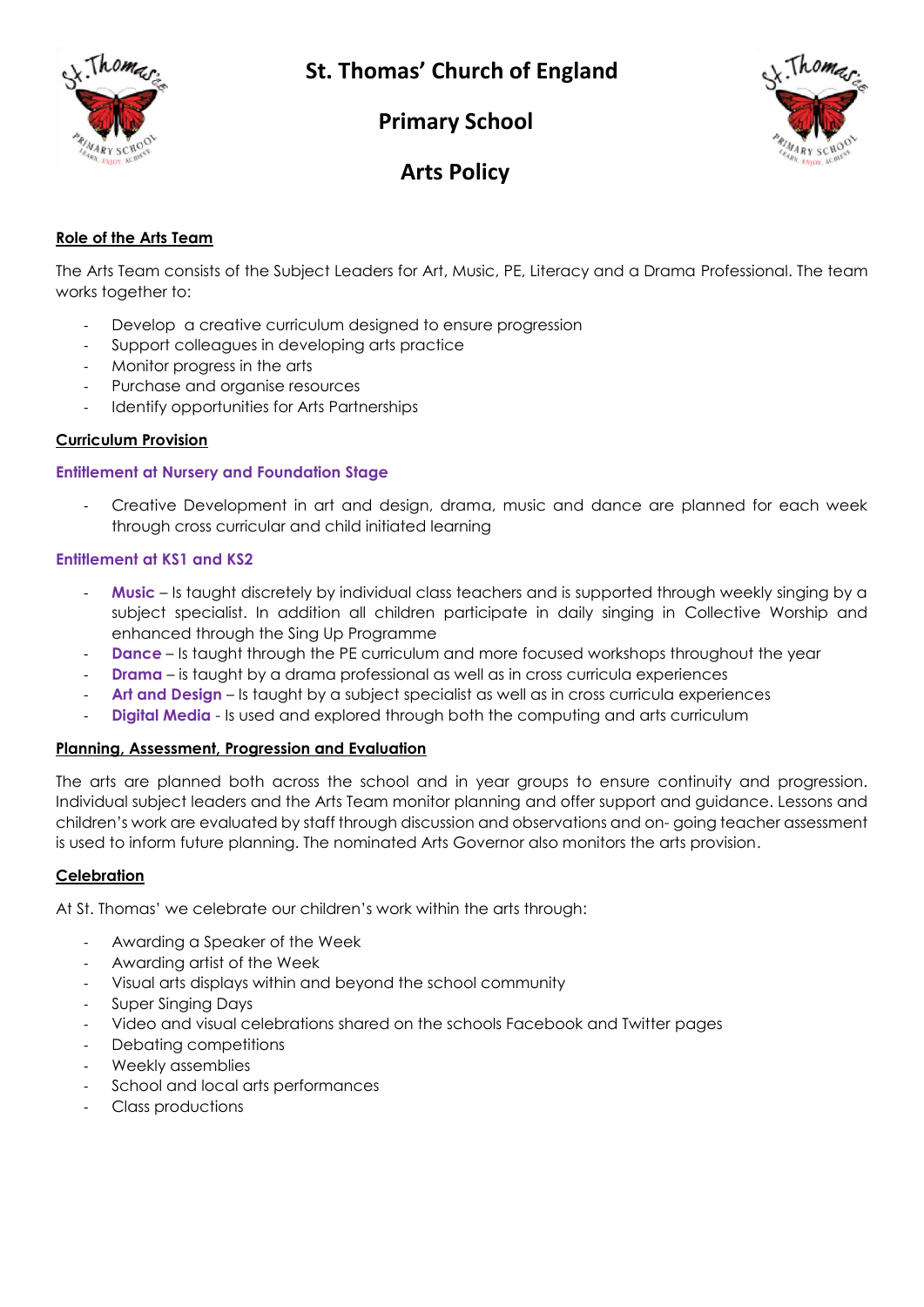# St. Thomas' Church of England

## Primary School

## Arts Policy

### Role of the Arts Team

The Arts Team consists of the Subject Leaders for Art, Music, PE, Literacy and a Drama Professional. The team works together to:

- Develop a creative curriculum designed to ensure progression
- Support colleagues in developing arts practice
- Monitor progress in the arts
- Purchase and organise resources
- Identify opportunities for Arts Partnerships

### Curriculum Provision

#### Entitlement at Nursery and Foundation Stage

- Creative Development in art and design, drama, music and dance are planned for each week through cross curricular and child initiated learning

#### Entitlement at KS1 and KS2

- **Music** – Is taught discretely by individual class teachers and is supported through weekly singing by a subject specialist. In addition all children participate in daily singing in Collective Worship and enhanced through the Sing Up Programme
- **Dance** – Is taught through the PE curriculum and more focused workshops throughout the year
- **Drama** – is taught by a drama professional as well as in cross curricula experiences
- **Art and Design** – Is taught by a subject specialist as well as in cross curricula experiences
- **Digital Media** - Is used and explored through both the computing and arts curriculum

### Planning, Assessment, Progression and Evaluation

The arts are planned both across the school and in year groups to ensure continuity and progression. Individual subject leaders and the Arts Team monitor planning and offer support and guidance. Lessons and children's work are evaluated by staff through discussion and observations and on- going teacher assessment is used to inform future planning. The nominated Arts Governor also monitors the arts provision.

### Celebration

At St. Thomas' we celebrate our children's work within the arts through:

- Awarding a Speaker of the Week
- Awarding artist of the Week
- Visual arts displays within and beyond the school community
- Super Singing Days
- Video and visual celebrations shared on the schools Facebook and Twitter pages
- Debating competitions
- Weekly assemblies
- School and local arts performances
- Class productions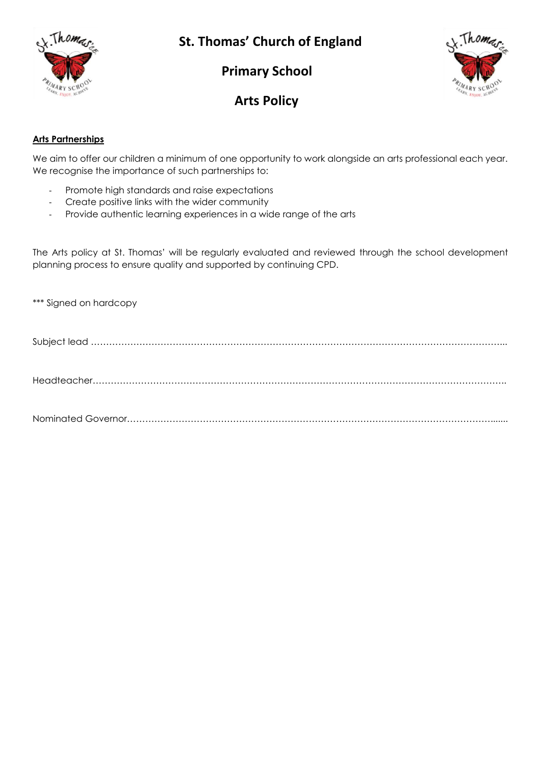# St. Thomas' Church of England

## Primary School

## Arts Policy

**Arts Partnerships**

We aim to offer our children a minimum of one opportunity to work alongside an arts professional each year. We recognise the importance of such partnerships to:

- Promote high standards and raise expectations
- Create positive links with the wider community
- Provide authentic learning experiences in a wide range of the arts

The Arts policy at St. Thomas' will be regularly evaluated and reviewed through the school development planning process to ensure quality and supported by continuing CPD.

*** Signed on hardcopy

Subject lead ……………………………………………………………………………………………………………………...

Headteacher……………………………………………………………………………………………………………………..

Nominated Governor………………………………………………………………………………………………………......